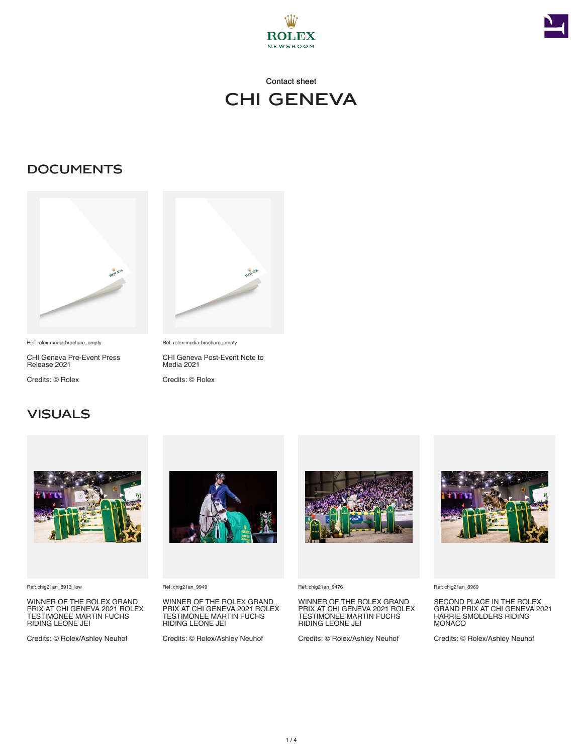Contact sheet

# CHI GENEVA

## DOCUMENTS

Ref: rolex-media-brochure_empty

CHI Geneva Pre-Event Press Release 2021

Credits: © Rolex

Ref: rolex-media-brochure_empty

CHI Geneva Post-Event Note to Media 2021

Credits: © Rolex

## VISUALS

Ref: chig21an_8913_low

WINNER OF THE ROLEX GRAND PRIX AT CHI GENEVA 2021 ROLEX TESTIMONEE MARTIN FUCHS RIDING LEONE JEI

Credits: © Rolex/Ashley Neuhof

Ref: chig21an_9949

WINNER OF THE ROLEX GRAND PRIX AT CHI GENEVA 2021 ROLEX TESTIMONEE MARTIN FUCHS RIDING LEONE JEI

Credits: © Rolex/Ashley Neuhof

Ref: chig21an_9476

WINNER OF THE ROLEX GRAND PRIX AT CHI GENEVA 2021 ROLEX TESTIMONEE MARTIN FUCHS RIDING LEONE JEI

Credits: © Rolex/Ashley Neuhof

Ref: chig21an_8969

SECOND PLACE IN THE ROLEX GRAND PRIX AT CHI GENEVA 2021 HARRIE SMOLDERS RIDING MONACO

Credits: © Rolex/Ashley Neuhof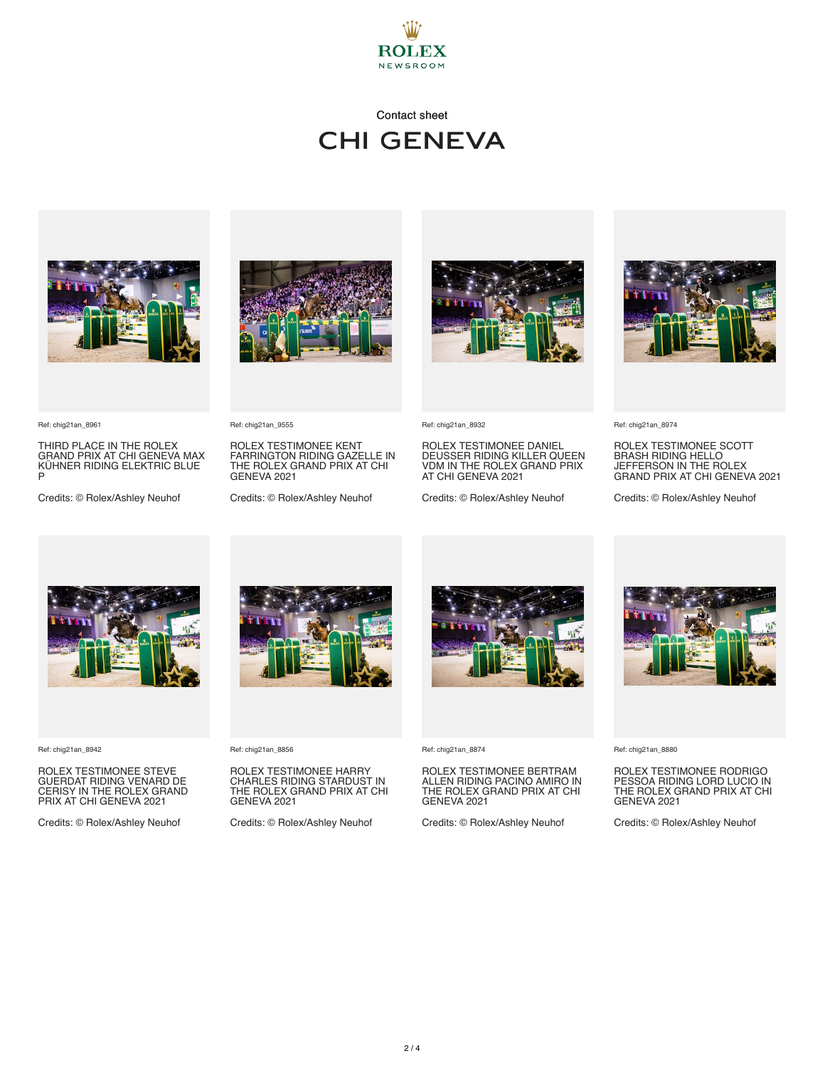Contact sheet

# CHI GENEVA

Ref: chig21an_8961

THIRD PLACE IN THE ROLEX GRAND PRIX AT CHI GENEVA MAX KÜHNER RIDING ELEKTRIC BLUE P

Credits: © Rolex/Ashley Neuhof

Ref: chig21an_9555

ROLEX TESTIMONEE KENT FARRINGTON RIDING GAZELLE IN THE ROLEX GRAND PRIX AT CHI GENEVA 2021

Credits: © Rolex/Ashley Neuhof

Ref: chig21an_8932

ROLEX TESTIMONEE DANIEL DEUSSER RIDING KILLER QUEEN VDM IN THE ROLEX GRAND PRIX AT CHI GENEVA 2021

Credits: © Rolex/Ashley Neuhof

Ref: chig21an_8974

ROLEX TESTIMONEE SCOTT BRASH RIDING HELLO JEFFERSON IN THE ROLEX GRAND PRIX AT CHI GENEVA 2021

Credits: © Rolex/Ashley Neuhof

Ref: chig21an_8942

ROLEX TESTIMONEE STEVE GUERDAT RIDING VENARD DE CERISY IN THE ROLEX GRAND PRIX AT CHI GENEVA 2021

Credits: © Rolex/Ashley Neuhof

Ref: chig21an_8856

ROLEX TESTIMONEE HARRY CHARLES RIDING STARDUST IN THE ROLEX GRAND PRIX AT CHI GENEVA 2021

Credits: © Rolex/Ashley Neuhof

Ref: chig21an_8874

ROLEX TESTIMONEE BERTRAM ALLEN RIDING PACINO AMIRO IN THE ROLEX GRAND PRIX AT CHI GENEVA 2021

Credits: © Rolex/Ashley Neuhof

Ref: chig21an_8880

ROLEX TESTIMONEE RODRIGO PESSOA RIDING LORD LUCIO IN THE ROLEX GRAND PRIX AT CHI GENEVA 2021

Credits: © Rolex/Ashley Neuhof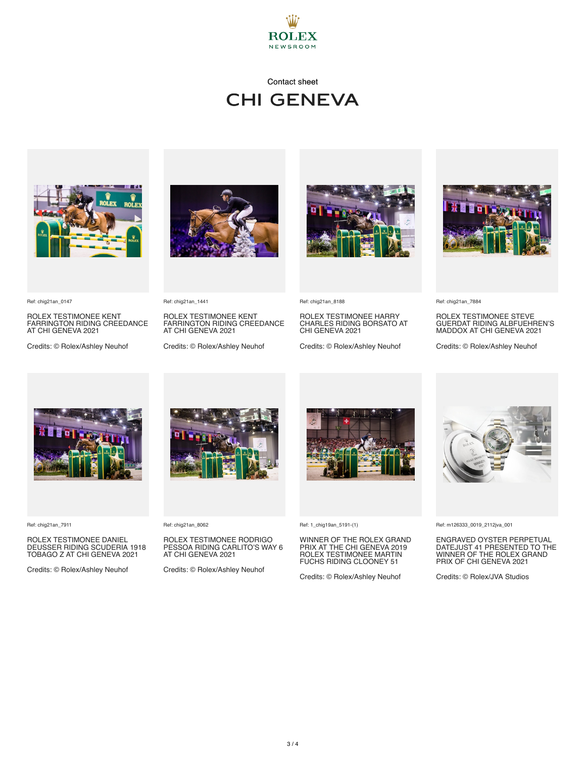ROLEX NEWSROOM

Contact sheet

# CHI GENEVA

Ref: chig21an_0147

ROLEX TESTIMONEE KENT FARRINGTON RIDING CREEDANCE AT CHI GENEVA 2021

Credits: © Rolex/Ashley Neuhof

Ref: chig21an_1441

ROLEX TESTIMONEE KENT FARRINGTON RIDING CREEDANCE AT CHI GENEVA 2021

Credits: © Rolex/Ashley Neuhof

Ref: chig21an_8188

ROLEX TESTIMONEE HARRY CHARLES RIDING BORSATO AT CHI GENEVA 2021

Credits: © Rolex/Ashley Neuhof

Ref: chig21an_7884

ROLEX TESTIMONEE STEVE GUERDAT RIDING ALBFUEHREN'S MADDOX AT CHI GENEVA 2021

Credits: © Rolex/Ashley Neuhof

Ref: chig21an_7911

ROLEX TESTIMONEE DANIEL DEUSSER RIDING SCUDERIA 1918 TOBAGO Z AT CHI GENEVA 2021

Credits: © Rolex/Ashley Neuhof

Ref: chig21an_8062

ROLEX TESTIMONEE RODRIGO PESSOA RIDING CARLITO'S WAY 6 AT CHI GENEVA 2021

Credits: © Rolex/Ashley Neuhof

Ref: 1_chig19an_5191-(1)

WINNER OF THE ROLEX GRAND PRIX AT THE CHI GENEVA 2019 ROLEX TESTIMONEE MARTIN FUCHS RIDING CLOONEY 51

Credits: © Rolex/Ashley Neuhof

Ref: m126333_0019_2112jva_001

ENGRAVED OYSTER PERPETUAL DATEJUST 41 PRESENTED TO THE WINNER OF THE ROLEX GRAND PRIX OF CHI GENEVA 2021

Credits: © Rolex/JVA Studios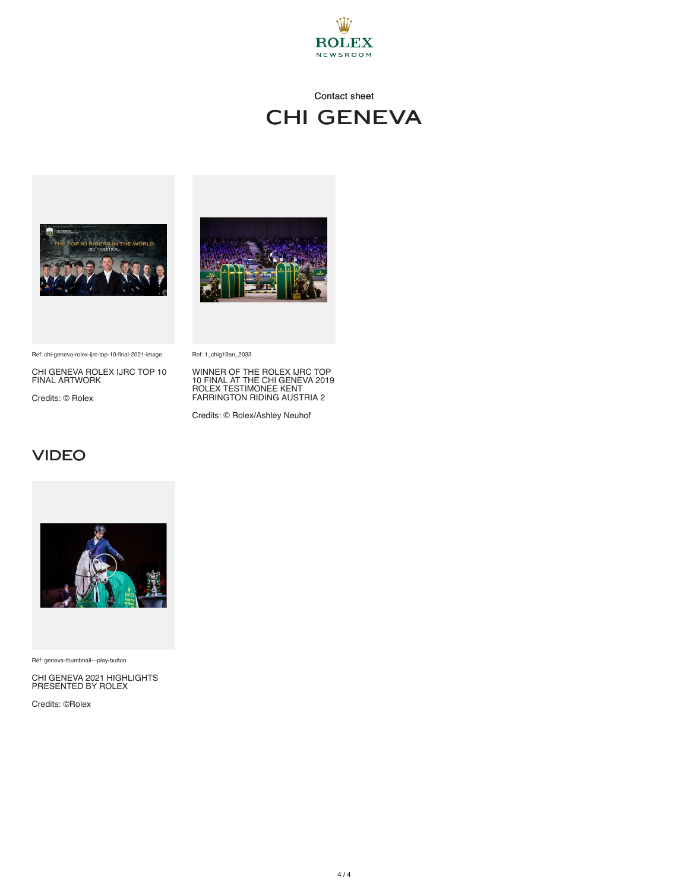ROLEX
NEWSROOM

Contact sheet

# CHI GENEVA

Ref: chi-geneva-rolex-ijrc-top-10-final-2021-image

CHI GENEVA ROLEX IJRC TOP 10 FINAL ARTWORK

Credits: © Rolex

Ref: 1_chig19an_2033

WINNER OF THE ROLEX IJRC TOP 10 FINAL AT THE CHI GENEVA 2019 ROLEX TESTIMONEE KENT FARRINGTON RIDING AUSTRIA 2

Credits: © Rolex/Ashley Neuhof

## VIDEO

Ref: geneva-thumbnail---play-button

CHI GENEVA 2021 HIGHLIGHTS PRESENTED BY ROLEX

Credits: ©Rolex